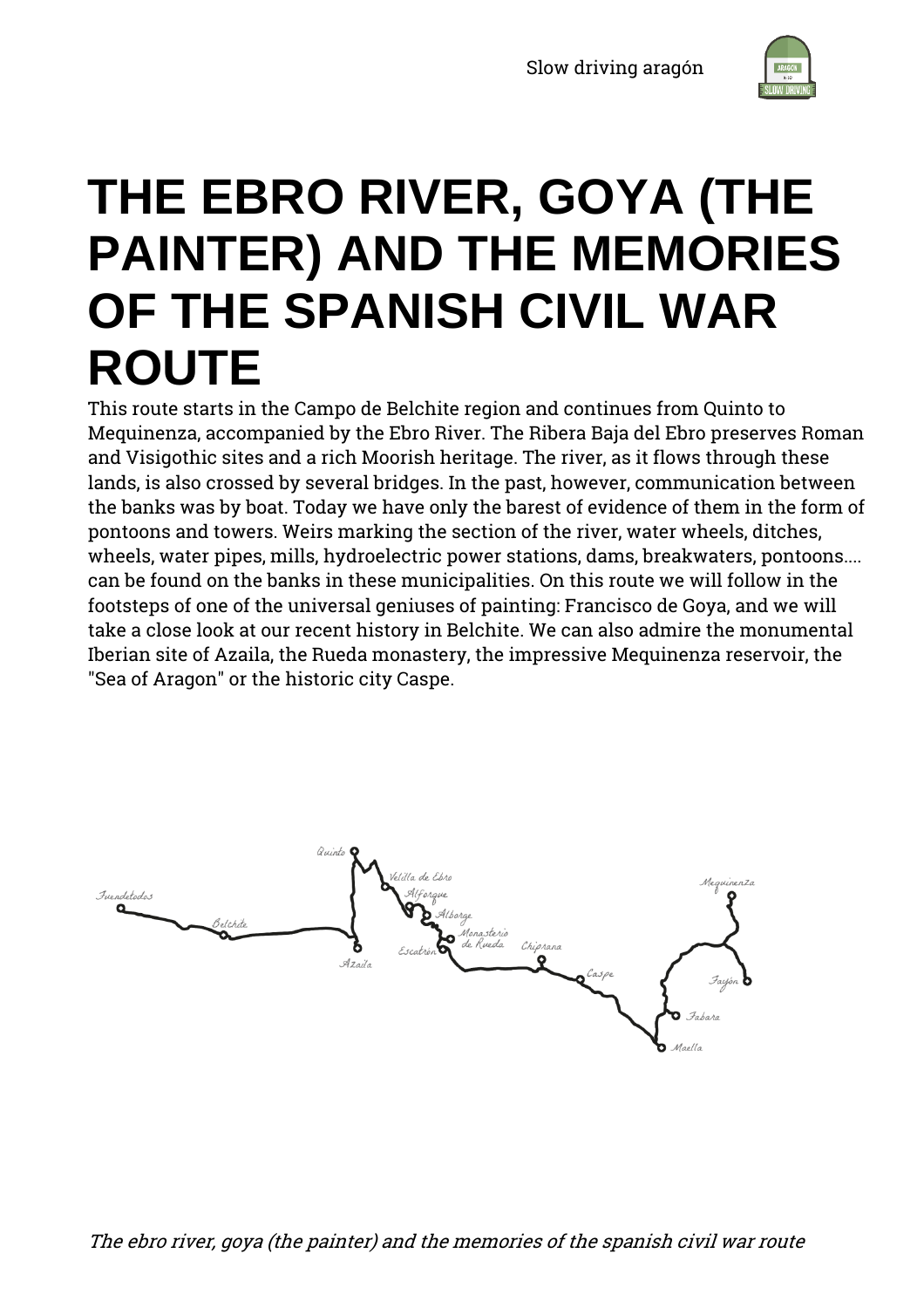# THE EBRO RIVER, GOYA (THE PAINTER) AND THE MEMORIES OF THE SPANISH CIVIL WAR ROUTE

This route starts in the Campo de Belchite region and continues from Quinto to Mequinenza, accompanied by the Ebro River. The Ribera Baja del Ebro preserves Roman and Visigothic sites and a rich Moorish heritage. The river, as it flows through these lands, is also crossed by several bridges. In the past, however, communication between the banks was by boat. Today we have only the barest of evidence of them in the form of pontoons and towers. Weirs marking the section of the river, water wheels, ditches, wheels, water pipes, mills, hydroelectric power stations, dams, breakwaters, pontoons.... can be found on the banks in these municipalities. On this route we will follow in the footsteps of one of the universal geniuses of painting: Francisco de Goya, and we will take a close look at our recent history in Belchite. We can also admire the monumental Iberian site of Azaila, the Rueda monastery, the impressive Mequinenza reservoir, the "Sea of Aragon" or the historic city Caspe.

Fuendetodos, Belchite, Quinto, Azaila, Velilla de Ebro, Alforque, Alborge, Monasterio de Rueda, Escatrón, Chiprana, Caspe, Maella, Fabara, Fayón, Mequinenza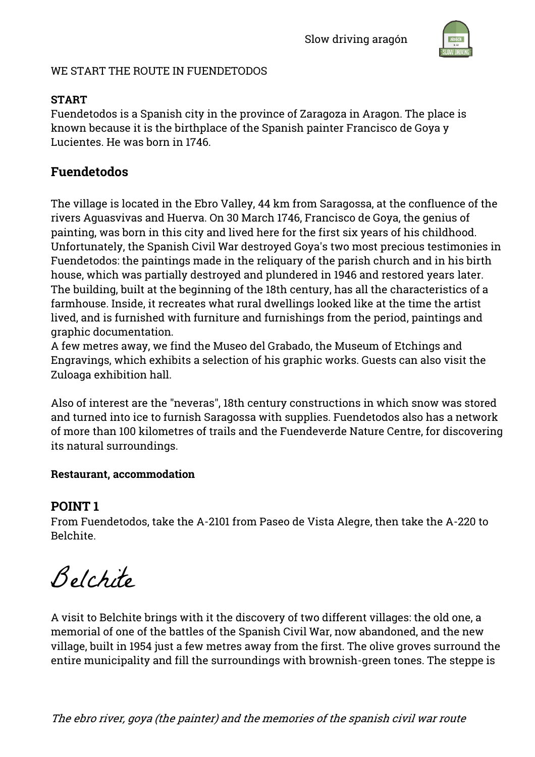WE START THE ROUTE IN FUENDETODOS

**START**
Fuendetodos is a Spanish city in the province of Zaragoza in Aragon. The place is known because it is the birthplace of the Spanish painter Francisco de Goya y Lucientes. He was born in 1746.

## Fuendetodos

The village is located in the Ebro Valley, 44 km from Saragossa, at the confluence of the rivers Aguasvivas and Huerva. On 30 March 1746, Francisco de Goya, the genius of painting, was born in this city and lived here for the first six years of his childhood. Unfortunately, the Spanish Civil War destroyed Goya's two most precious testimonies in Fuendetodos: the paintings made in the reliquary of the parish church and in his birth house, which was partially destroyed and plundered in 1946 and restored years later. The building, built at the beginning of the 18th century, has all the characteristics of a farmhouse. Inside, it recreates what rural dwellings looked like at the time the artist lived, and is furnished with furniture and furnishings from the period, paintings and graphic documentation.
A few metres away, we find the Museo del Grabado, the Museum of Etchings and Engravings, which exhibits a selection of his graphic works. Guests can also visit the Zuloaga exhibition hall.

Also of interest are the "neveras", 18th century constructions in which snow was stored and turned into ice to furnish Saragossa with supplies. Fuendetodos also has a network of more than 100 kilometres of trails and the Fuendeverde Nature Centre, for discovering its natural surroundings.

**Restaurant, accommodation**

## POINT 1

From Fuendetodos, take the A-2101 from Paseo de Vista Alegre, then take the A-220 to Belchite.

# Belchite

A visit to Belchite brings with it the discovery of two different villages: the old one, a memorial of one of the battles of the Spanish Civil War, now abandoned, and the new village, built in 1954 just a few metres away from the first. The olive groves surround the entire municipality and fill the surroundings with brownish-green tones. The steppe is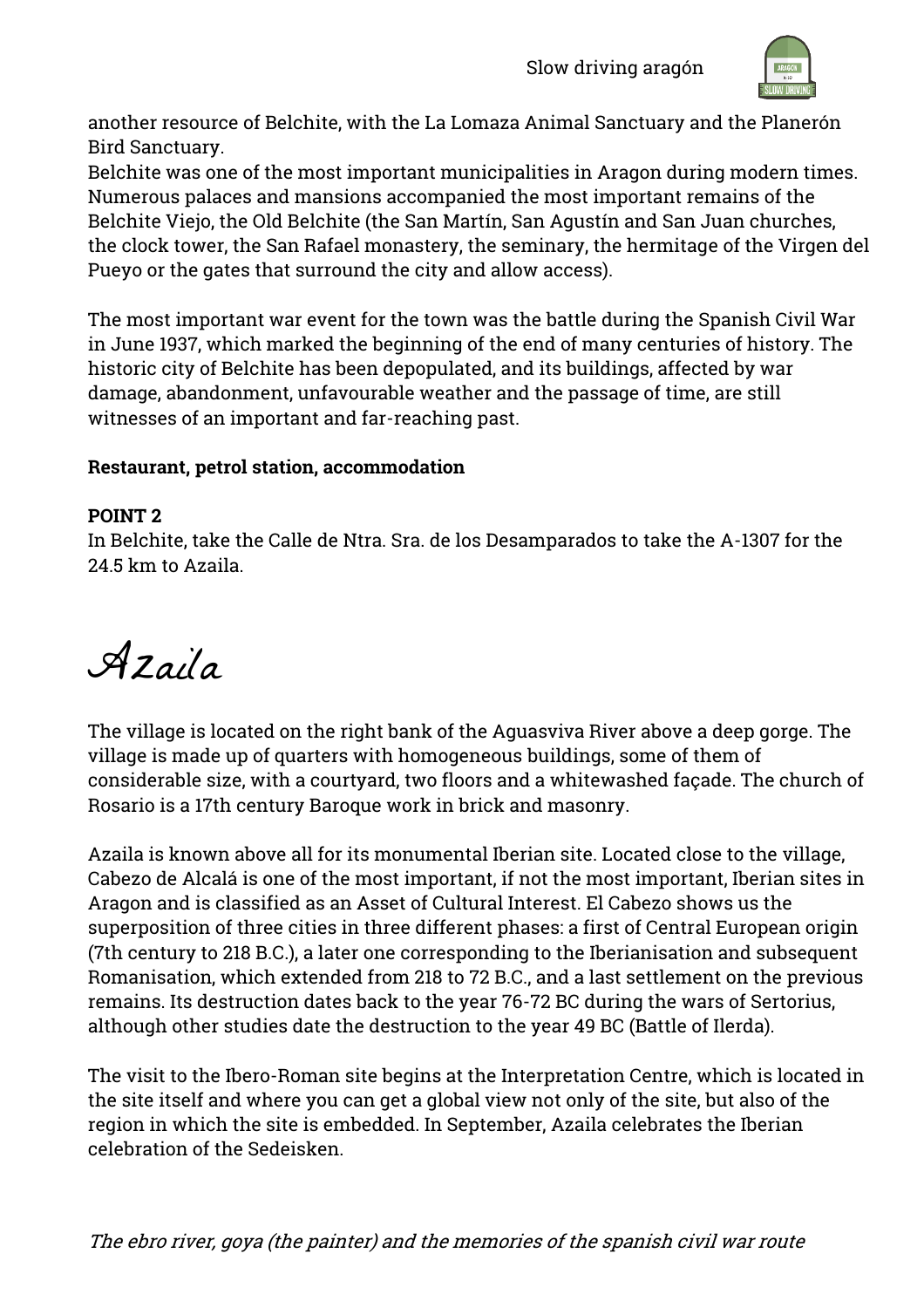another resource of Belchite, with the La Lomaza Animal Sanctuary and the Planerón Bird Sanctuary.

Belchite was one of the most important municipalities in Aragon during modern times. Numerous palaces and mansions accompanied the most important remains of the Belchite Viejo, the Old Belchite (the San Martín, San Agustín and San Juan churches, the clock tower, the San Rafael monastery, the seminary, the hermitage of the Virgen del Pueyo or the gates that surround the city and allow access).

The most important war event for the town was the battle during the Spanish Civil War in June 1937, which marked the beginning of the end of many centuries of history. The historic city of Belchite has been depopulated, and its buildings, affected by war damage, abandonment, unfavourable weather and the passage of time, are still witnesses of an important and far-reaching past.

**Restaurant, petrol station, accommodation**

**POINT 2**

In Belchite, take the Calle de Ntra. Sra. de los Desamparados to take the A-1307 for the 24.5 km to Azaila.

# Azaila

The village is located on the right bank of the Aguasviva River above a deep gorge. The village is made up of quarters with homogeneous buildings, some of them of considerable size, with a courtyard, two floors and a whitewashed façade. The church of Rosario is a 17th century Baroque work in brick and masonry.

Azaila is known above all for its monumental Iberian site. Located close to the village, Cabezo de Alcalá is one of the most important, if not the most important, Iberian sites in Aragon and is classified as an Asset of Cultural Interest. El Cabezo shows us the superposition of three cities in three different phases: a first of Central European origin (7th century to 218 B.C.), a later one corresponding to the Iberianisation and subsequent Romanisation, which extended from 218 to 72 B.C., and a last settlement on the previous remains. Its destruction dates back to the year 76-72 BC during the wars of Sertorius, although other studies date the destruction to the year 49 BC (Battle of Ilerda).

The visit to the Ibero-Roman site begins at the Interpretation Centre, which is located in the site itself and where you can get a global view not only of the site, but also of the region in which the site is embedded. In September, Azaila celebrates the Iberian celebration of the Sedeisken.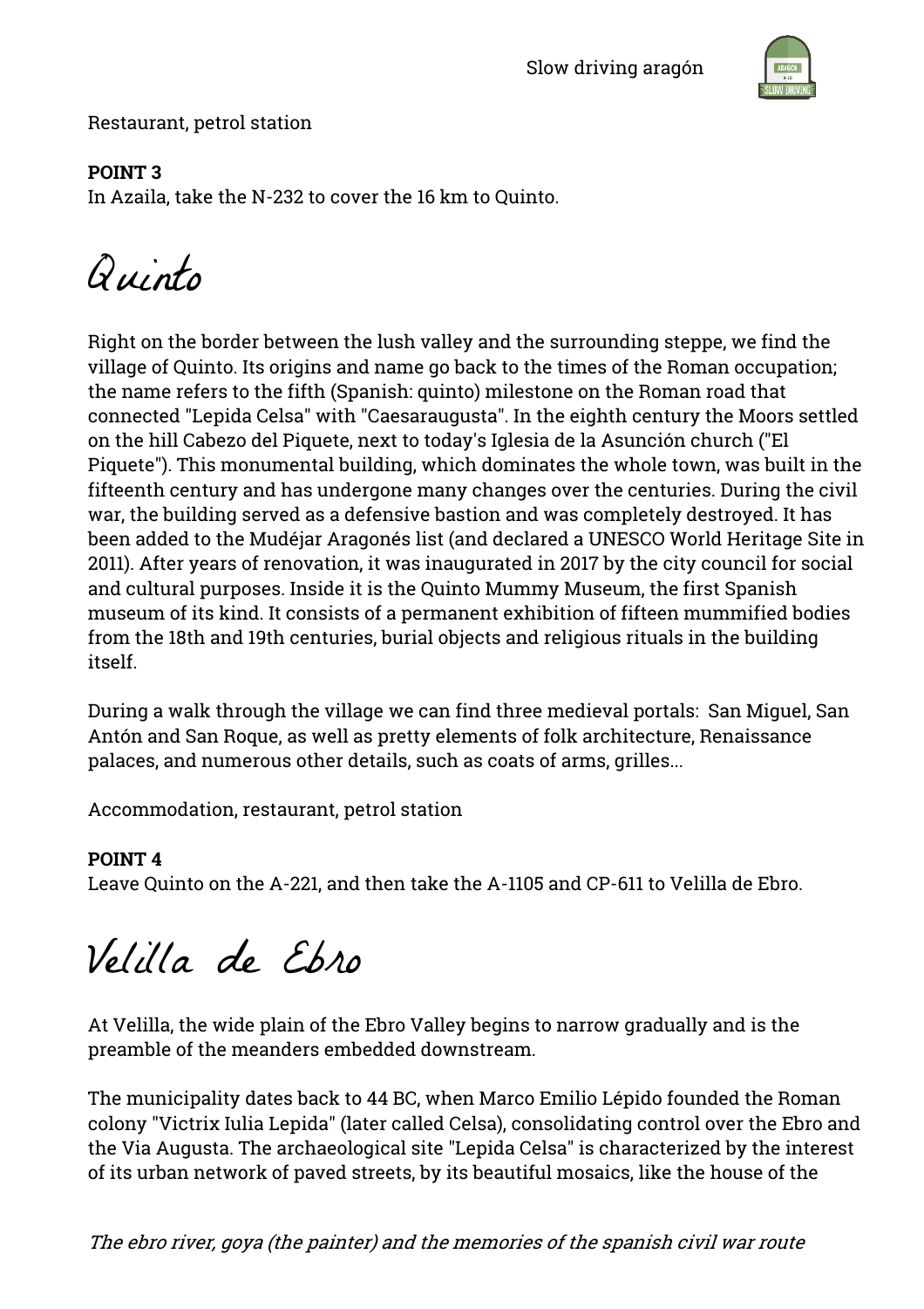Restaurant, petrol station

**POINT 3**
In Azaila, take the N-232 to cover the 16 km to Quinto.

# Quinto

Right on the border between the lush valley and the surrounding steppe, we find the village of Quinto. Its origins and name go back to the times of the Roman occupation; the name refers to the fifth (Spanish: quinto) milestone on the Roman road that connected "Lepida Celsa" with "Caesaraugusta". In the eighth century the Moors settled on the hill Cabezo del Piquete, next to today's Iglesia de la Asunción church ("El Piquete"). This monumental building, which dominates the whole town, was built in the fifteenth century and has undergone many changes over the centuries. During the civil war, the building served as a defensive bastion and was completely destroyed. It has been added to the Mudéjar Aragonés list (and declared a UNESCO World Heritage Site in 2011). After years of renovation, it was inaugurated in 2017 by the city council for social and cultural purposes. Inside it is the Quinto Mummy Museum, the first Spanish museum of its kind. It consists of a permanent exhibition of fifteen mummified bodies from the 18th and 19th centuries, burial objects and religious rituals in the building itself.

During a walk through the village we can find three medieval portals: San Miguel, San Antón and San Roque, as well as pretty elements of folk architecture, Renaissance palaces, and numerous other details, such as coats of arms, grilles...

Accommodation, restaurant, petrol station

**POINT 4**
Leave Quinto on the A-221, and then take the A-1105 and CP-611 to Velilla de Ebro.

# Velilla de Ebro

At Velilla, the wide plain of the Ebro Valley begins to narrow gradually and is the preamble of the meanders embedded downstream.

The municipality dates back to 44 BC, when Marco Emilio Lépido founded the Roman colony "Victrix Iulia Lepida" (later called Celsa), consolidating control over the Ebro and the Via Augusta. The archaeological site "Lepida Celsa" is characterized by the interest of its urban network of paved streets, by its beautiful mosaics, like the house of the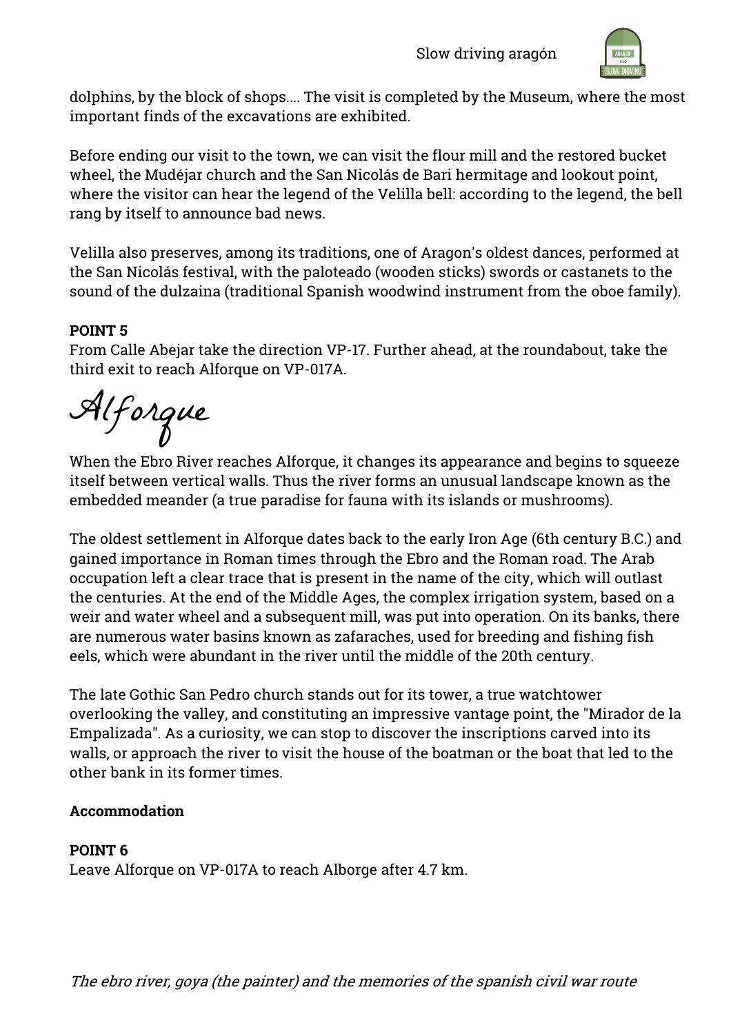dolphins, by the block of shops.... The visit is completed by the Museum, where the most important finds of the excavations are exhibited.

Before ending our visit to the town, we can visit the flour mill and the restored bucket wheel, the Mudéjar church and the San Nicolás de Bari hermitage and lookout point, where the visitor can hear the legend of the Velilla bell: according to the legend, the bell rang by itself to announce bad news.

Velilla also preserves, among its traditions, one of Aragon's oldest dances, performed at the San Nicolás festival, with the paloteado (wooden sticks) swords or castanets to the sound of the dulzaina (traditional Spanish woodwind instrument from the oboe family).

**POINT 5**
From Calle Abejar take the direction VP-17. Further ahead, at the roundabout, take the third exit to reach Alforque on VP-017A.

## Alforque

When the Ebro River reaches Alforque, it changes its appearance and begins to squeeze itself between vertical walls. Thus the river forms an unusual landscape known as the embedded meander (a true paradise for fauna with its islands or mushrooms).

The oldest settlement in Alforque dates back to the early Iron Age (6th century B.C.) and gained importance in Roman times through the Ebro and the Roman road. The Arab occupation left a clear trace that is present in the name of the city, which will outlast the centuries. At the end of the Middle Ages, the complex irrigation system, based on a weir and water wheel and a subsequent mill, was put into operation. On its banks, there are numerous water basins known as zafaraches, used for breeding and fishing fish eels, which were abundant in the river until the middle of the 20th century.

The late Gothic San Pedro church stands out for its tower, a true watchtower overlooking the valley, and constituting an impressive vantage point, the "Mirador de la Empalizada". As a curiosity, we can stop to discover the inscriptions carved into its walls, or approach the river to visit the house of the boatman or the boat that led to the other bank in its former times.

**Accommodation**

**POINT 6**
Leave Alforque on VP-017A to reach Alborge after 4.7 km.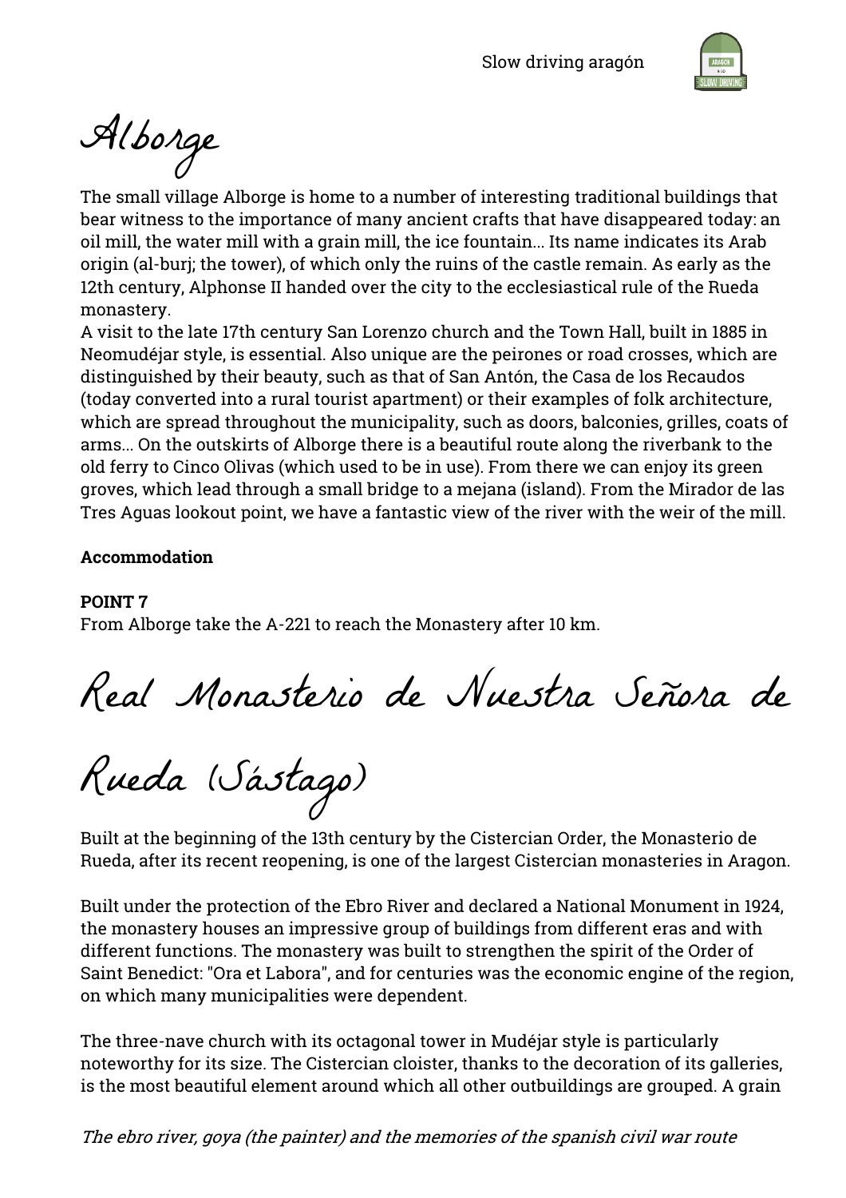# Alborge

The small village Alborge is home to a number of interesting traditional buildings that bear witness to the importance of many ancient crafts that have disappeared today: an oil mill, the water mill with a grain mill, the ice fountain... Its name indicates its Arab origin (al-burj; the tower), of which only the ruins of the castle remain. As early as the 12th century, Alphonse II handed over the city to the ecclesiastical rule of the Rueda monastery.

A visit to the late 17th century San Lorenzo church and the Town Hall, built in 1885 in Neomudéjar style, is essential. Also unique are the peirones or road crosses, which are distinguished by their beauty, such as that of San Antón, the Casa de los Recaudos (today converted into a rural tourist apartment) or their examples of folk architecture, which are spread throughout the municipality, such as doors, balconies, grilles, coats of arms... On the outskirts of Alborge there is a beautiful route along the riverbank to the old ferry to Cinco Olivas (which used to be in use). From there we can enjoy its green groves, which lead through a small bridge to a mejana (island). From the Mirador de las Tres Aguas lookout point, we have a fantastic view of the river with the weir of the mill.

**Accommodation**

**POINT 7**
From Alborge take the A-221 to reach the Monastery after 10 km.

# Real Monasterio de Nuestra Señora de Rueda (Sástago)

Built at the beginning of the 13th century by the Cistercian Order, the Monasterio de Rueda, after its recent reopening, is one of the largest Cistercian monasteries in Aragon.

Built under the protection of the Ebro River and declared a National Monument in 1924, the monastery houses an impressive group of buildings from different eras and with different functions. The monastery was built to strengthen the spirit of the Order of Saint Benedict: "Ora et Labora", and for centuries was the economic engine of the region, on which many municipalities were dependent.

The three-nave church with its octagonal tower in Mudéjar style is particularly noteworthy for its size. The Cistercian cloister, thanks to the decoration of its galleries, is the most beautiful element around which all other outbuildings are grouped. A grain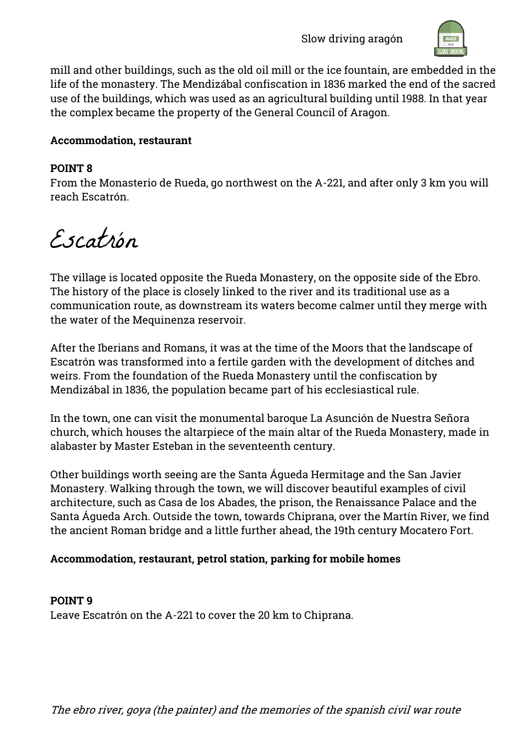mill and other buildings, such as the old oil mill or the ice fountain, are embedded in the life of the monastery. The Mendizábal confiscation in 1836 marked the end of the sacred use of the buildings, which was used as an agricultural building until 1988. In that year the complex became the property of the General Council of Aragon.

**Accommodation, restaurant**

**POINT 8**
From the Monasterio de Rueda, go northwest on the A-221, and after only 3 km you will reach Escatrón.

# Escatrón

The village is located opposite the Rueda Monastery, on the opposite side of the Ebro. The history of the place is closely linked to the river and its traditional use as a communication route, as downstream its waters become calmer until they merge with the water of the Mequinenza reservoir.

After the Iberians and Romans, it was at the time of the Moors that the landscape of Escatrón was transformed into a fertile garden with the development of ditches and weirs. From the foundation of the Rueda Monastery until the confiscation by Mendizábal in 1836, the population became part of his ecclesiastical rule.

In the town, one can visit the monumental baroque La Asunción de Nuestra Señora church, which houses the altarpiece of the main altar of the Rueda Monastery, made in alabaster by Master Esteban in the seventeenth century.

Other buildings worth seeing are the Santa Águeda Hermitage and the San Javier Monastery. Walking through the town, we will discover beautiful examples of civil architecture, such as Casa de los Abades, the prison, the Renaissance Palace and the Santa Águeda Arch. Outside the town, towards Chiprana, over the Martín River, we find the ancient Roman bridge and a little further ahead, the 19th century Mocatero Fort.

**Accommodation, restaurant, petrol station, parking for mobile homes**

**POINT 9**
Leave Escatrón on the A-221 to cover the 20 km to Chiprana.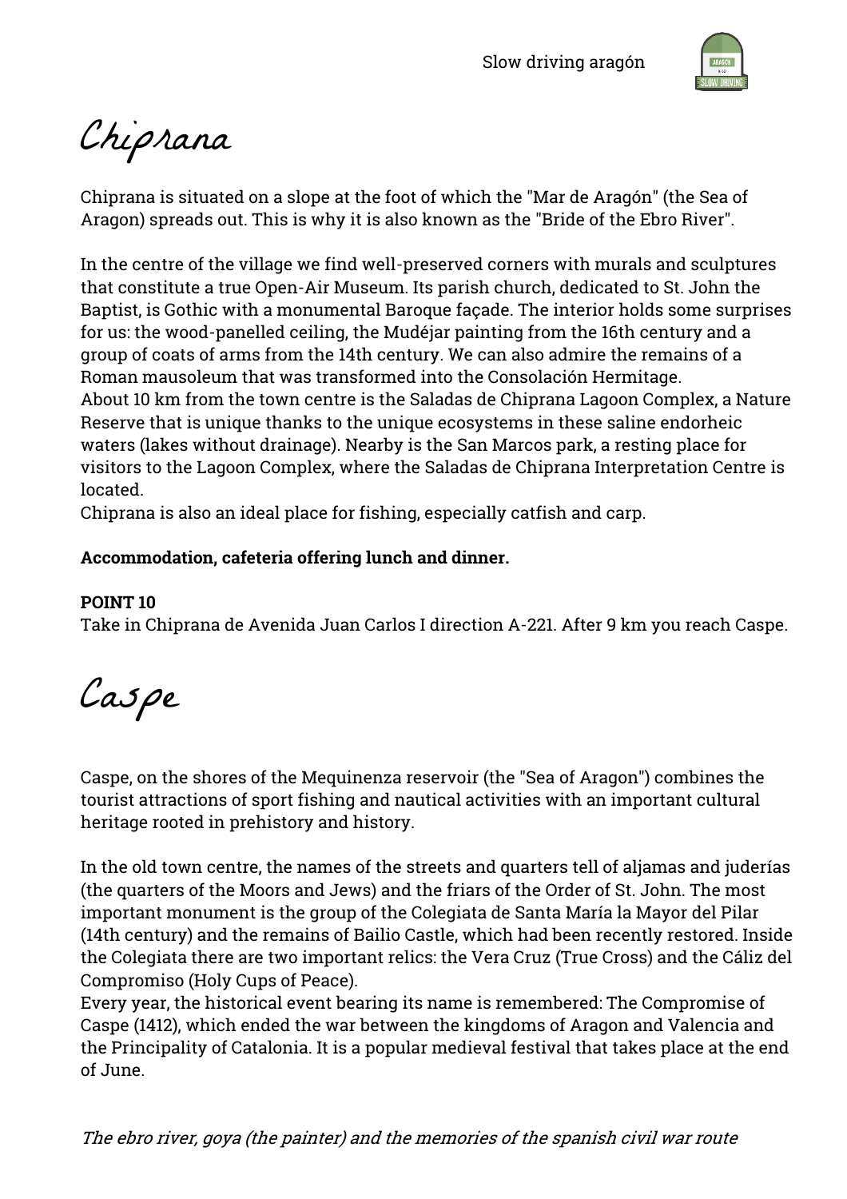# Chiprana

Chiprana is situated on a slope at the foot of which the "Mar de Aragón" (the Sea of Aragon) spreads out. This is why it is also known as the "Bride of the Ebro River".

In the centre of the village we find well-preserved corners with murals and sculptures that constitute a true Open-Air Museum. Its parish church, dedicated to St. John the Baptist, is Gothic with a monumental Baroque façade. The interior holds some surprises for us: the wood-panelled ceiling, the Mudéjar painting from the 16th century and a group of coats of arms from the 14th century. We can also admire the remains of a Roman mausoleum that was transformed into the Consolación Hermitage.
About 10 km from the town centre is the Saladas de Chiprana Lagoon Complex, a Nature Reserve that is unique thanks to the unique ecosystems in these saline endorheic waters (lakes without drainage). Nearby is the San Marcos park, a resting place for visitors to the Lagoon Complex, where the Saladas de Chiprana Interpretation Centre is located.
Chiprana is also an ideal place for fishing, especially catfish and carp.

**Accommodation, cafeteria offering lunch and dinner.**

**POINT 10**
Take in Chiprana de Avenida Juan Carlos I direction A-221. After 9 km you reach Caspe.

# Caspe

Caspe, on the shores of the Mequinenza reservoir (the "Sea of Aragon") combines the tourist attractions of sport fishing and nautical activities with an important cultural heritage rooted in prehistory and history.

In the old town centre, the names of the streets and quarters tell of aljamas and juderías (the quarters of the Moors and Jews) and the friars of the Order of St. John. The most important monument is the group of the Colegiata de Santa María la Mayor del Pilar (14th century) and the remains of Bailio Castle, which had been recently restored. Inside the Colegiata there are two important relics: the Vera Cruz (True Cross) and the Cáliz del Compromiso (Holy Cups of Peace).
Every year, the historical event bearing its name is remembered: The Compromise of Caspe (1412), which ended the war between the kingdoms of Aragon and Valencia and the Principality of Catalonia. It is a popular medieval festival that takes place at the end of June.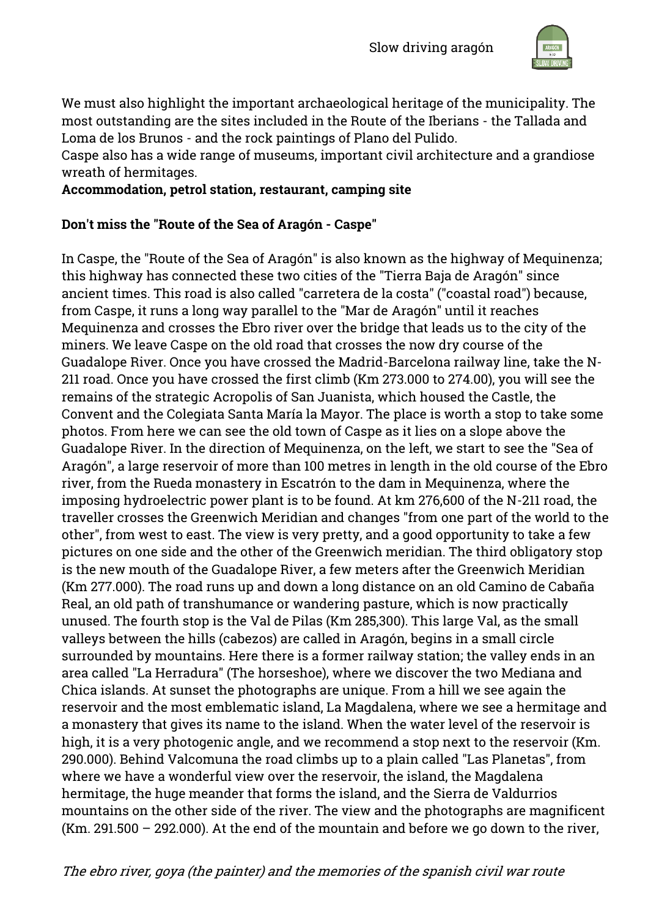We must also highlight the important archaeological heritage of the municipality. The most outstanding are the sites included in the Route of the Iberians - the Tallada and Loma de los Brunos - and the rock paintings of Plano del Pulido.
Caspe also has a wide range of museums, important civil architecture and a grandiose wreath of hermitages.
**Accommodation, petrol station, restaurant, camping site**

**Don't miss the "Route of the Sea of Aragón - Caspe"**

In Caspe, the "Route of the Sea of Aragón" is also known as the highway of Mequinenza; this highway has connected these two cities of the "Tierra Baja de Aragón" since ancient times. This road is also called "carretera de la costa" ("coastal road") because, from Caspe, it runs a long way parallel to the "Mar de Aragón" until it reaches Mequinenza and crosses the Ebro river over the bridge that leads us to the city of the miners. We leave Caspe on the old road that crosses the now dry course of the Guadalope River. Once you have crossed the Madrid-Barcelona railway line, take the N-211 road. Once you have crossed the first climb (Km 273.000 to 274.00), you will see the remains of the strategic Acropolis of San Juanista, which housed the Castle, the Convent and the Colegiata Santa María la Mayor. The place is worth a stop to take some photos. From here we can see the old town of Caspe as it lies on a slope above the Guadalope River. In the direction of Mequinenza, on the left, we start to see the "Sea of Aragón", a large reservoir of more than 100 metres in length in the old course of the Ebro river, from the Rueda monastery in Escatrón to the dam in Mequinenza, where the imposing hydroelectric power plant is to be found. At km 276,600 of the N-211 road, the traveller crosses the Greenwich Meridian and changes "from one part of the world to the other", from west to east. The view is very pretty, and a good opportunity to take a few pictures on one side and the other of the Greenwich meridian. The third obligatory stop is the new mouth of the Guadalope River, a few meters after the Greenwich Meridian (Km 277.000). The road runs up and down a long distance on an old Camino de Cabaña Real, an old path of transhumance or wandering pasture, which is now practically unused. The fourth stop is the Val de Pilas (Km 285,300). This large Val, as the small valleys between the hills (cabezos) are called in Aragón, begins in a small circle surrounded by mountains. Here there is a former railway station; the valley ends in an area called "La Herradura" (The horseshoe), where we discover the two Mediana and Chica islands. At sunset the photographs are unique. From a hill we see again the reservoir and the most emblematic island, La Magdalena, where we see a hermitage and a monastery that gives its name to the island. When the water level of the reservoir is high, it is a very photogenic angle, and we recommend a stop next to the reservoir (Km. 290.000). Behind Valcomuna the road climbs up to a plain called "Las Planetas", from where we have a wonderful view over the reservoir, the island, the Magdalena hermitage, the huge meander that forms the island, and the Sierra de Valdurrios mountains on the other side of the river. The view and the photographs are magnificent (Km. 291.500 – 292.000). At the end of the mountain and before we go down to the river,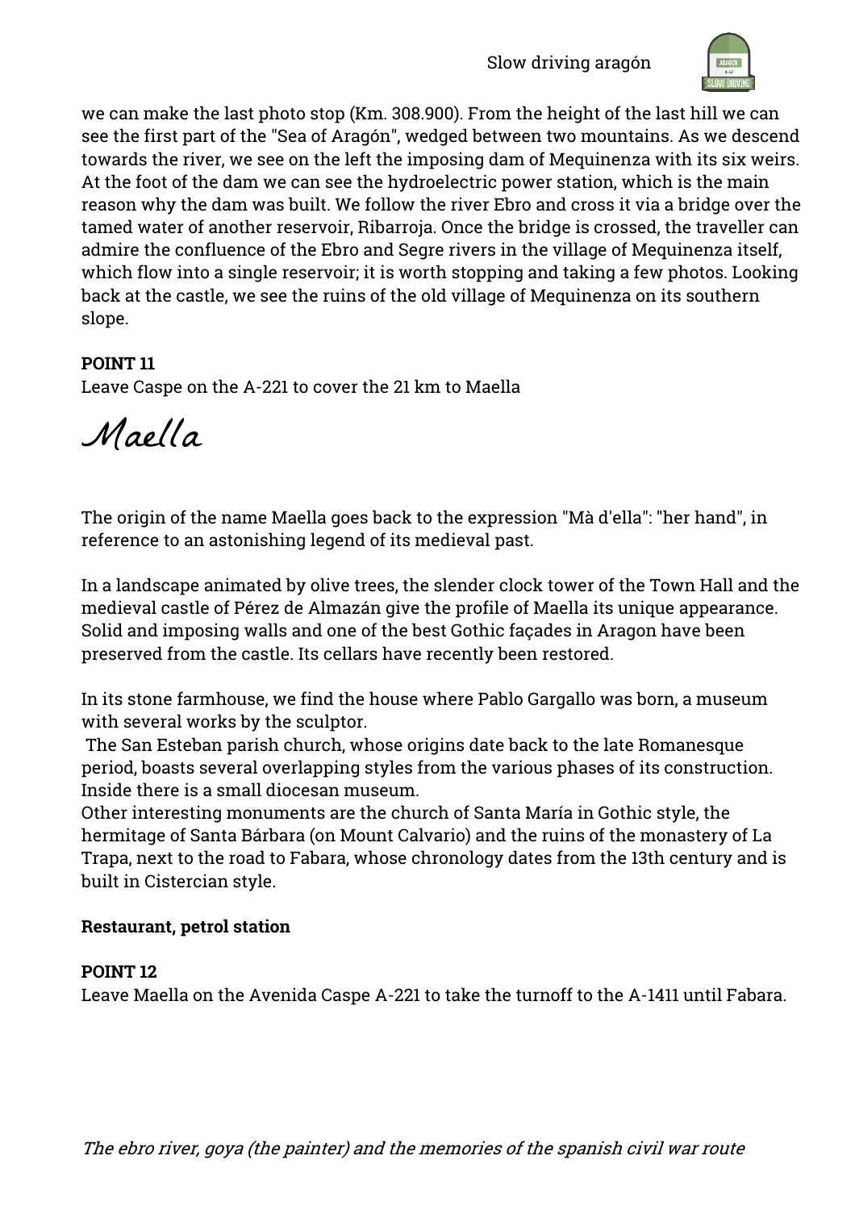we can make the last photo stop (Km. 308.900). From the height of the last hill we can see the first part of the "Sea of Aragón", wedged between two mountains. As we descend towards the river, we see on the left the imposing dam of Mequinenza with its six weirs. At the foot of the dam we can see the hydroelectric power station, which is the main reason why the dam was built. We follow the river Ebro and cross it via a bridge over the tamed water of another reservoir, Ribarroja. Once the bridge is crossed, the traveller can admire the confluence of the Ebro and Segre rivers in the village of Mequinenza itself, which flow into a single reservoir; it is worth stopping and taking a few photos. Looking back at the castle, we see the ruins of the old village of Mequinenza on its southern slope.

**POINT 11**
Leave Caspe on the A-221 to cover the 21 km to Maella

# Maella

The origin of the name Maella goes back to the expression "Mà d'ella": "her hand", in reference to an astonishing legend of its medieval past.

In a landscape animated by olive trees, the slender clock tower of the Town Hall and the medieval castle of Pérez de Almazán give the profile of Maella its unique appearance. Solid and imposing walls and one of the best Gothic façades in Aragon have been preserved from the castle. Its cellars have recently been restored.

In its stone farmhouse, we find the house where Pablo Gargallo was born, a museum with several works by the sculptor.
The San Esteban parish church, whose origins date back to the late Romanesque period, boasts several overlapping styles from the various phases of its construction. Inside there is a small diocesan museum.
Other interesting monuments are the church of Santa María in Gothic style, the hermitage of Santa Bárbara (on Mount Calvario) and the ruins of the monastery of La Trapa, next to the road to Fabara, whose chronology dates from the 13th century and is built in Cistercian style.

**Restaurant, petrol station**

**POINT 12**
Leave Maella on the Avenida Caspe A-221 to take the turnoff to the A-1411 until Fabara.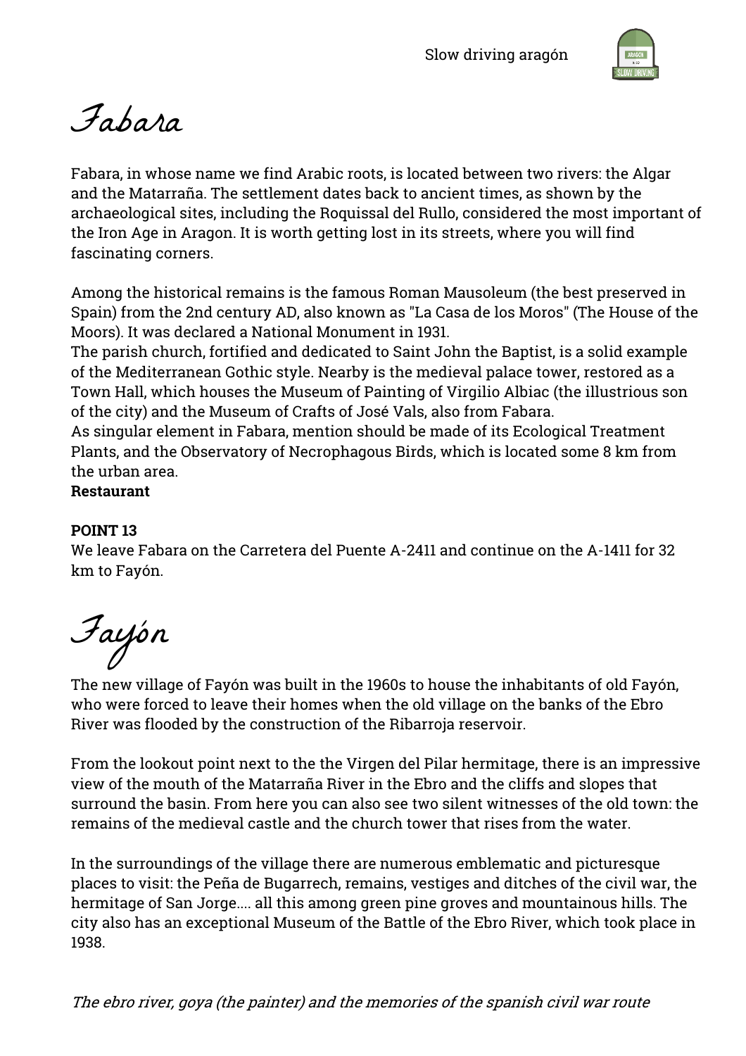# Fabara

Fabara, in whose name we find Arabic roots, is located between two rivers: the Algar and the Matarraña. The settlement dates back to ancient times, as shown by the archaeological sites, including the Roquissal del Rullo, considered the most important of the Iron Age in Aragon. It is worth getting lost in its streets, where you will find fascinating corners.

Among the historical remains is the famous Roman Mausoleum (the best preserved in Spain) from the 2nd century AD, also known as "La Casa de los Moros" (The House of the Moors). It was declared a National Monument in 1931.
The parish church, fortified and dedicated to Saint John the Baptist, is a solid example of the Mediterranean Gothic style. Nearby is the medieval palace tower, restored as a Town Hall, which houses the Museum of Painting of Virgilio Albiac (the illustrious son of the city) and the Museum of Crafts of José Vals, also from Fabara.
As singular element in Fabara, mention should be made of its Ecological Treatment Plants, and the Observatory of Necrophagous Birds, which is located some 8 km from the urban area.
**Restaurant**

**POINT 13**
We leave Fabara on the Carretera del Puente A-2411 and continue on the A-1411 for 32 km to Fayón.

# Fayón

The new village of Fayón was built in the 1960s to house the inhabitants of old Fayón, who were forced to leave their homes when the old village on the banks of the Ebro River was flooded by the construction of the Ribarroja reservoir.

From the lookout point next to the the Virgen del Pilar hermitage, there is an impressive view of the mouth of the Matarraña River in the Ebro and the cliffs and slopes that surround the basin. From here you can also see two silent witnesses of the old town: the remains of the medieval castle and the church tower that rises from the water.

In the surroundings of the village there are numerous emblematic and picturesque places to visit: the Peña de Bugarrech, remains, vestiges and ditches of the civil war, the hermitage of San Jorge.... all this among green pine groves and mountainous hills. The city also has an exceptional Museum of the Battle of the Ebro River, which took place in 1938.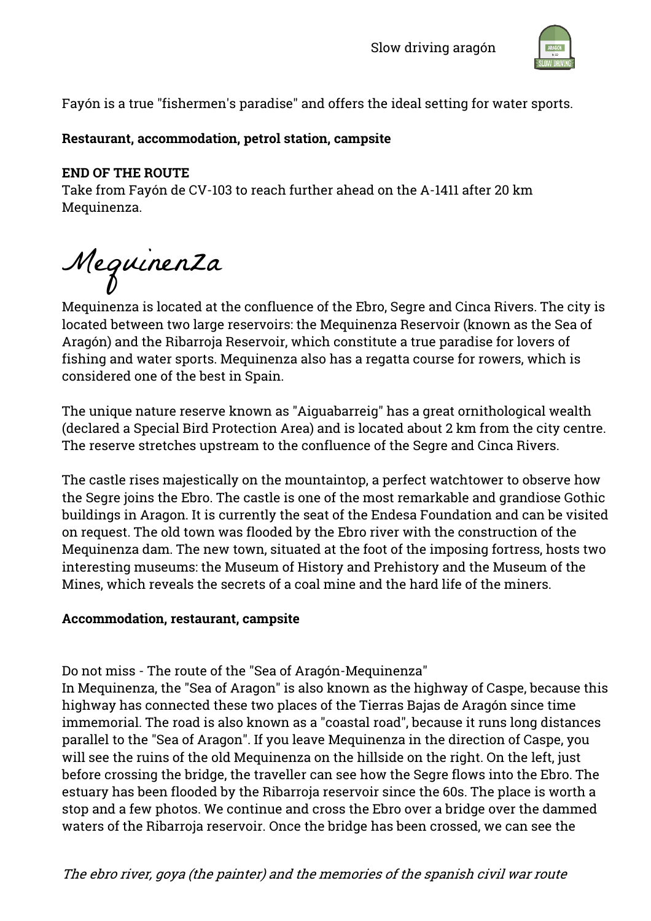Fayón is a true "fishermen's paradise" and offers the ideal setting for water sports.

**Restaurant, accommodation, petrol station, campsite**

**END OF THE ROUTE**
Take from Fayón de CV-103 to reach further ahead on the A-1411 after 20 km Mequinenza.

## Mequinenza

Mequinenza is located at the confluence of the Ebro, Segre and Cinca Rivers. The city is located between two large reservoirs: the Mequinenza Reservoir (known as the Sea of Aragón) and the Ribarroja Reservoir, which constitute a true paradise for lovers of fishing and water sports. Mequinenza also has a regatta course for rowers, which is considered one of the best in Spain.

The unique nature reserve known as "Aiguabarreig" has a great ornithological wealth (declared a Special Bird Protection Area) and is located about 2 km from the city centre. The reserve stretches upstream to the confluence of the Segre and Cinca Rivers.

The castle rises majestically on the mountaintop, a perfect watchtower to observe how the Segre joins the Ebro. The castle is one of the most remarkable and grandiose Gothic buildings in Aragon. It is currently the seat of the Endesa Foundation and can be visited on request. The old town was flooded by the Ebro river with the construction of the Mequinenza dam. The new town, situated at the foot of the imposing fortress, hosts two interesting museums: the Museum of History and Prehistory and the Museum of the Mines, which reveals the secrets of a coal mine and the hard life of the miners.

**Accommodation, restaurant, campsite**

Do not miss - The route of the "Sea of Aragón-Mequinenza"
In Mequinenza, the "Sea of Aragon" is also known as the highway of Caspe, because this highway has connected these two places of the Tierras Bajas de Aragón since time immemorial. The road is also known as a "coastal road", because it runs long distances parallel to the "Sea of Aragon". If you leave Mequinenza in the direction of Caspe, you will see the ruins of the old Mequinenza on the hillside on the right. On the left, just before crossing the bridge, the traveller can see how the Segre flows into the Ebro. The estuary has been flooded by the Ribarroja reservoir since the 60s. The place is worth a stop and a few photos. We continue and cross the Ebro over a bridge over the dammed waters of the Ribarroja reservoir. Once the bridge has been crossed, we can see the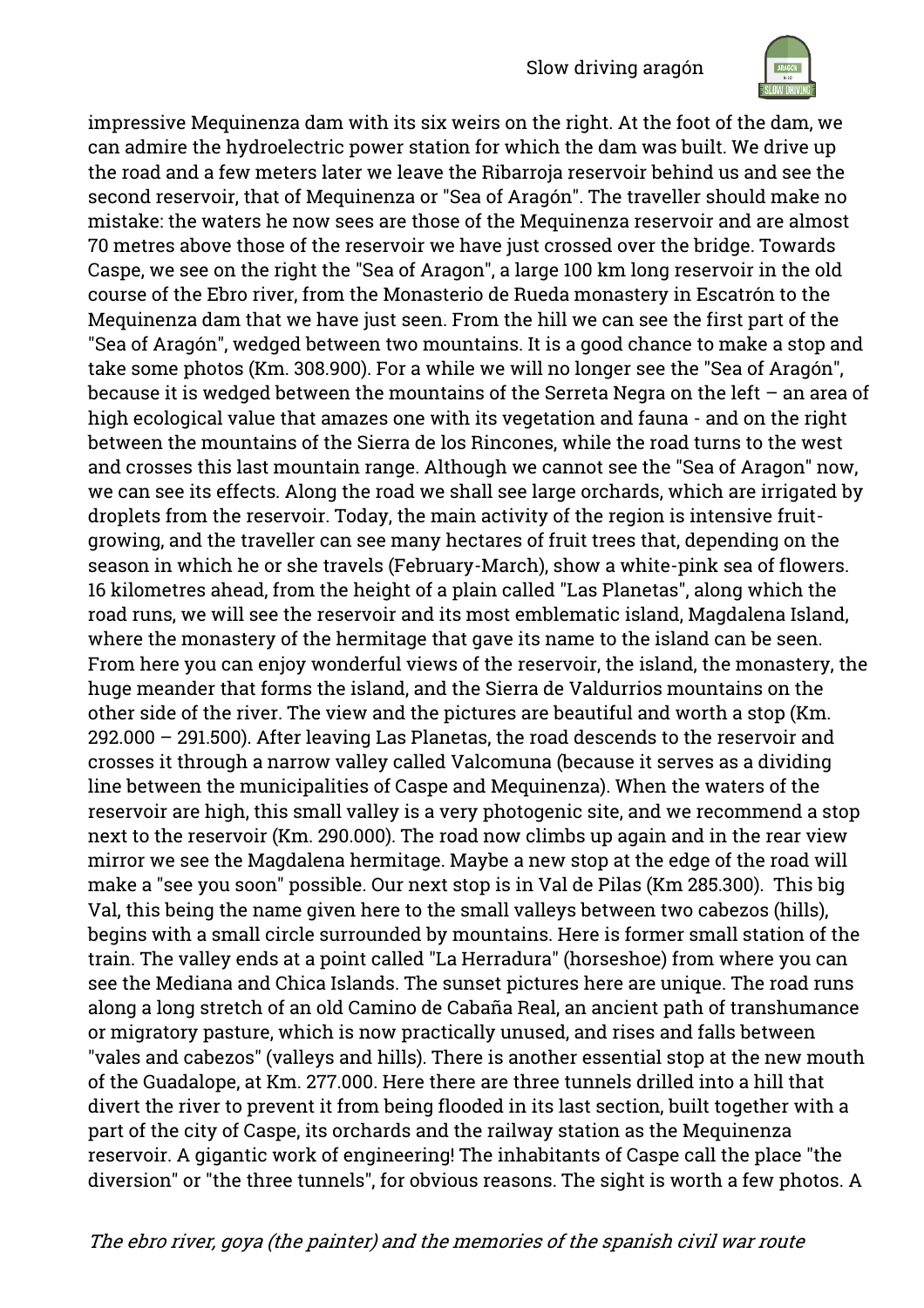impressive Mequinenza dam with its six weirs on the right. At the foot of the dam, we can admire the hydroelectric power station for which the dam was built. We drive up the road and a few meters later we leave the Ribarroja reservoir behind us and see the second reservoir, that of Mequinenza or "Sea of Aragón". The traveller should make no mistake: the waters he now sees are those of the Mequinenza reservoir and are almost 70 metres above those of the reservoir we have just crossed over the bridge. Towards Caspe, we see on the right the "Sea of Aragon", a large 100 km long reservoir in the old course of the Ebro river, from the Monasterio de Rueda monastery in Escatrón to the Mequinenza dam that we have just seen. From the hill we can see the first part of the "Sea of Aragón", wedged between two mountains. It is a good chance to make a stop and take some photos (Km. 308.900). For a while we will no longer see the "Sea of Aragón", because it is wedged between the mountains of the Serreta Negra on the left – an area of high ecological value that amazes one with its vegetation and fauna - and on the right between the mountains of the Sierra de los Rincones, while the road turns to the west and crosses this last mountain range. Although we cannot see the "Sea of Aragon" now, we can see its effects. Along the road we shall see large orchards, which are irrigated by droplets from the reservoir. Today, the main activity of the region is intensive fruit-growing, and the traveller can see many hectares of fruit trees that, depending on the season in which he or she travels (February-March), show a white-pink sea of flowers. 16 kilometres ahead, from the height of a plain called "Las Planetas", along which the road runs, we will see the reservoir and its most emblematic island, Magdalena Island, where the monastery of the hermitage that gave its name to the island can be seen. From here you can enjoy wonderful views of the reservoir, the island, the monastery, the huge meander that forms the island, and the Sierra de Valdurrios mountains on the other side of the river. The view and the pictures are beautiful and worth a stop (Km. 292.000 – 291.500). After leaving Las Planetas, the road descends to the reservoir and crosses it through a narrow valley called Valcomuna (because it serves as a dividing line between the municipalities of Caspe and Mequinenza). When the waters of the reservoir are high, this small valley is a very photogenic site, and we recommend a stop next to the reservoir (Km. 290.000). The road now climbs up again and in the rear view mirror we see the Magdalena hermitage. Maybe a new stop at the edge of the road will make a "see you soon" possible. Our next stop is in Val de Pilas (Km 285.300). This big Val, this being the name given here to the small valleys between two cabezos (hills), begins with a small circle surrounded by mountains. Here is former small station of the train. The valley ends at a point called "La Herradura" (horseshoe) from where you can see the Mediana and Chica Islands. The sunset pictures here are unique. The road runs along a long stretch of an old Camino de Cabaña Real, an ancient path of transhumance or migratory pasture, which is now practically unused, and rises and falls between "vales and cabezos" (valleys and hills). There is another essential stop at the new mouth of the Guadalope, at Km. 277.000. Here there are three tunnels drilled into a hill that divert the river to prevent it from being flooded in its last section, built together with a part of the city of Caspe, its orchards and the railway station as the Mequinenza reservoir. A gigantic work of engineering! The inhabitants of Caspe call the place "the diversion" or "the three tunnels", for obvious reasons. The sight is worth a few photos. A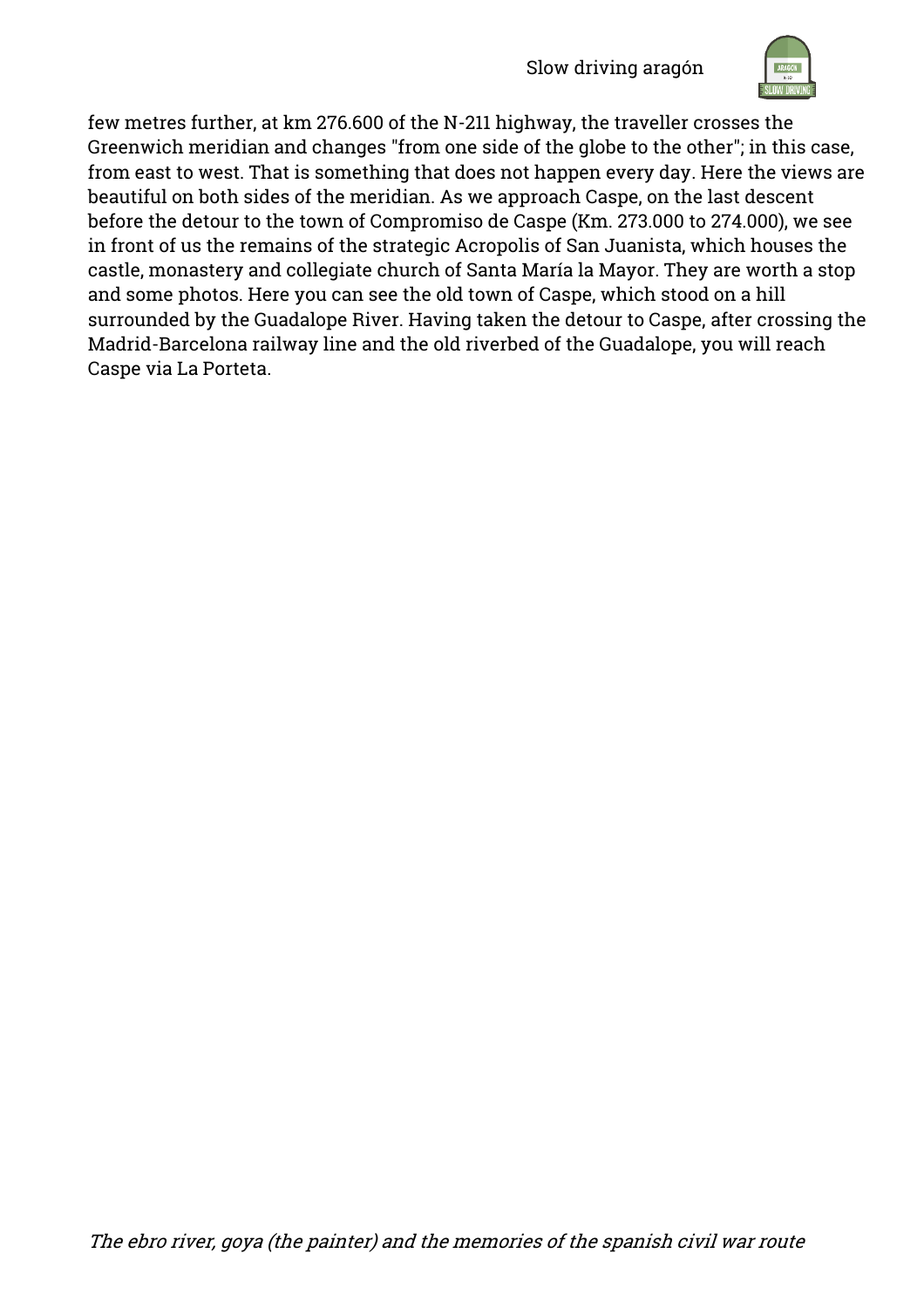few metres further, at km 276.600 of the N-211 highway, the traveller crosses the Greenwich meridian and changes "from one side of the globe to the other"; in this case, from east to west. That is something that does not happen every day. Here the views are beautiful on both sides of the meridian. As we approach Caspe, on the last descent before the detour to the town of Compromiso de Caspe (Km. 273.000 to 274.000), we see in front of us the remains of the strategic Acropolis of San Juanista, which houses the castle, monastery and collegiate church of Santa María la Mayor. They are worth a stop and some photos. Here you can see the old town of Caspe, which stood on a hill surrounded by the Guadalope River. Having taken the detour to Caspe, after crossing the Madrid-Barcelona railway line and the old riverbed of the Guadalope, you will reach Caspe via La Porteta.